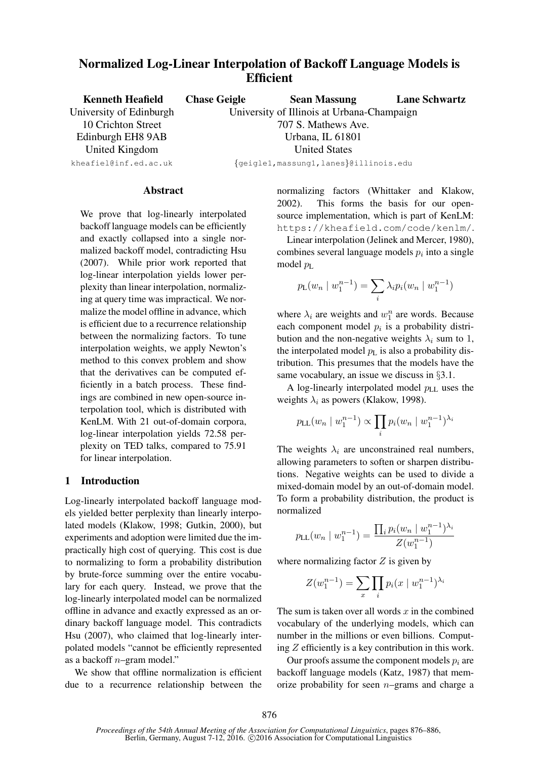# Normalized Log-Linear Interpolation of Backoff Language Models is Efficient

**Kenneth Heafield**
University of Edinburgh
10 Crichton Street
Edinburgh EH8 9AB
United Kingdom
kheafiel@inf.ed.ac.uk

**Chase Geigle** **Sean Massung** **Lane Schwartz**
University of Illinois at Urbana-Champaign
707 S. Mathews Ave.
Urbana, IL 61801
United States
{geigle1,massung1,lanes}@illinois.edu

## Abstract

We prove that log-linearly interpolated backoff language models can be efficiently and exactly collapsed into a single normalized backoff model, contradicting Hsu (2007). While prior work reported that log-linear interpolation yields lower perplexity than linear interpolation, normalizing at query time was impractical. We normalize the model offline in advance, which is efficient due to a recurrence relationship between the normalizing factors. To tune interpolation weights, we apply Newton's method to this convex problem and show that the derivatives can be computed efficiently in a batch process. These findings are combined in new open-source interpolation tool, which is distributed with KenLM. With 21 out-of-domain corpora, log-linear interpolation yields 72.58 perplexity on TED talks, compared to 75.91 for linear interpolation.

## 1 Introduction

Log-linearly interpolated backoff language models yielded better perplexity than linearly interpolated models (Klakow, 1998; Gutkin, 2000), but experiments and adoption were limited due the impractically high cost of querying. This cost is due to normalizing to form a probability distribution by brute-force summing over the entire vocabulary for each query. Instead, we prove that the log-linearly interpolated model can be normalized offline in advance and exactly expressed as an ordinary backoff language model. This contradicts Hsu (2007), who claimed that log-linearly interpolated models "cannot be efficiently represented as a backoff $n$–gram model."

We show that offline normalization is efficient due to a recurrence relationship between the normalizing factors (Whittaker and Klakow, 2002). This forms the basis for our open-source implementation, which is part of KenLM: https://kheafield.com/code/kenlm/.

Linear interpolation (Jelinek and Mercer, 1980), combines several language models $p_i$ into a single model $p_{\text{L}}$

$$p_{\text{L}}(w_n \mid w_1^{n-1}) = \sum_i \lambda_i p_i(w_n \mid w_1^{n-1})$$

where $\lambda_i$ are weights and $w_1^n$ are words. Because each component model $p_i$ is a probability distribution and the non-negative weights $\lambda_i$ sum to 1, the interpolated model $p_{\text{L}}$ is also a probability distribution. This presumes that the models have the same vocabulary, an issue we discuss in §3.1.

A log-linearly interpolated model $p_{\text{LL}}$ uses the weights $\lambda_i$ as powers (Klakow, 1998).

$$p_{\text{LL}}(w_n \mid w_1^{n-1}) \propto \prod_i p_i(w_n \mid w_1^{n-1})^{\lambda_i}$$

The weights $\lambda_i$ are unconstrained real numbers, allowing parameters to soften or sharpen distributions. Negative weights can be used to divide a mixed-domain model by an out-of-domain model. To form a probability distribution, the product is normalized

$$p_{\text{LL}}(w_n \mid w_1^{n-1}) = \frac{\prod_i p_i(w_n \mid w_1^{n-1})^{\lambda_i}}{Z(w_1^{n-1})}$$

where normalizing factor $Z$ is given by

$$Z(w_1^{n-1}) = \sum_x \prod_i p_i(x \mid w_1^{n-1})^{\lambda_i}$$

The sum is taken over all words $x$ in the combined vocabulary of the underlying models, which can number in the millions or even billions. Computing $Z$ efficiently is a key contribution in this work.

Our proofs assume the component models $p_i$ are backoff language models (Katz, 1987) that memorize probability for seen $n$–grams and charge a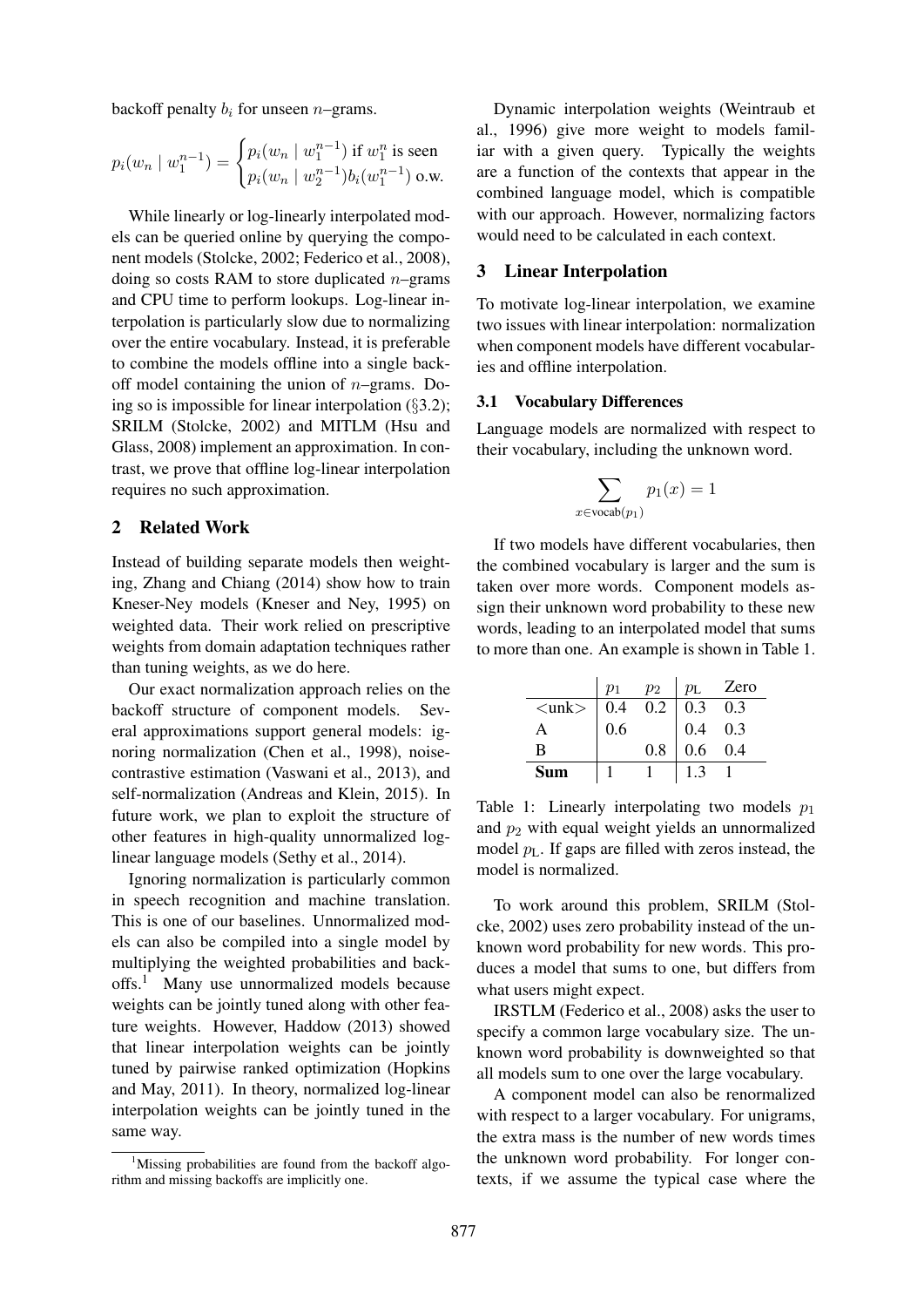backoff penalty $b_i$ for unseen $n$–grams.

$$p_i(w_n \mid w_1^{n-1}) = \begin{cases} p_i(w_n \mid w_1^{n-1}) \text{ if } w_1^n \text{ is seen} \\ p_i(w_n \mid w_2^{n-1}) b_i(w_1^{n-1}) \text{ o.w.} \end{cases}$$

While linearly or log-linearly interpolated models can be queried online by querying the component models (Stolcke, 2002; Federico et al., 2008), doing so costs RAM to store duplicated $n$–grams and CPU time to perform lookups. Log-linear interpolation is particularly slow due to normalizing over the entire vocabulary. Instead, it is preferable to combine the models offline into a single backoff model containing the union of $n$–grams. Doing so is impossible for linear interpolation (§3.2); SRILM (Stolcke, 2002) and MITLM (Hsu and Glass, 2008) implement an approximation. In contrast, we prove that offline log-linear interpolation requires no such approximation.

## 2 Related Work

Instead of building separate models then weighting, Zhang and Chiang (2014) show how to train Kneser-Ney models (Kneser and Ney, 1995) on weighted data. Their work relied on prescriptive weights from domain adaptation techniques rather than tuning weights, as we do here.

Our exact normalization approach relies on the backoff structure of component models. Several approximations support general models: ignoring normalization (Chen et al., 1998), noise-contrastive estimation (Vaswani et al., 2013), and self-normalization (Andreas and Klein, 2015). In future work, we plan to exploit the structure of other features in high-quality unnormalized log-linear language models (Sethy et al., 2014).

Ignoring normalization is particularly common in speech recognition and machine translation. This is one of our baselines. Unnormalized models can also be compiled into a single model by multiplying the weighted probabilities and backoffs.[1] Many use unnormalized models because weights can be jointly tuned along with other feature weights. However, Haddow (2013) showed that linear interpolation weights can be jointly tuned by pairwise ranked optimization (Hopkins and May, 2011). In theory, normalized log-linear interpolation weights can be jointly tuned in the same way.

[1] Missing probabilities are found from the backoff algorithm and missing backoffs are implicitly one.

Dynamic interpolation weights (Weintraub et al., 1996) give more weight to models familiar with a given query. Typically the weights are a function of the contexts that appear in the combined language model, which is compatible with our approach. However, normalizing factors would need to be calculated in each context.

## 3 Linear Interpolation

To motivate log-linear interpolation, we examine two issues with linear interpolation: normalization when component models have different vocabularies and offline interpolation.

### 3.1 Vocabulary Differences

Language models are normalized with respect to their vocabulary, including the unknown word.

$$\sum_{x \in \text{vocab}(p_1)} p_1(x) = 1$$

If two models have different vocabularies, then the combined vocabulary is larger and the sum is taken over more words. Component models assign their unknown word probability to these new words, leading to an interpolated model that sums to more than one. An example is shown in Table 1.

| | $p_1$ | $p_2$ | $p_{\text{L}}$ | Zero |
|---|---|---|---|---|
| <unk> | 0.4 | 0.2 | 0.3 | 0.3 |
| A | 0.6 | | 0.4 | 0.3 |
| B | | 0.8 | 0.6 | 0.4 |
| **Sum** | 1 | 1 | 1.3 | 1 |

Table 1: Linearly interpolating two models $p_1$ and $p_2$ with equal weight yields an unnormalized model $p_{\text{L}}$. If gaps are filled with zeros instead, the model is normalized.

To work around this problem, SRILM (Stolcke, 2002) uses zero probability instead of the unknown word probability for new words. This produces a model that sums to one, but differs from what users might expect.

IRSTLM (Federico et al., 2008) asks the user to specify a common large vocabulary size. The unknown word probability is downweighted so that all models sum to one over the large vocabulary.

A component model can also be renormalized with respect to a larger vocabulary. For unigrams, the extra mass is the number of new words times the unknown word probability. For longer contexts, if we assume the typical case where the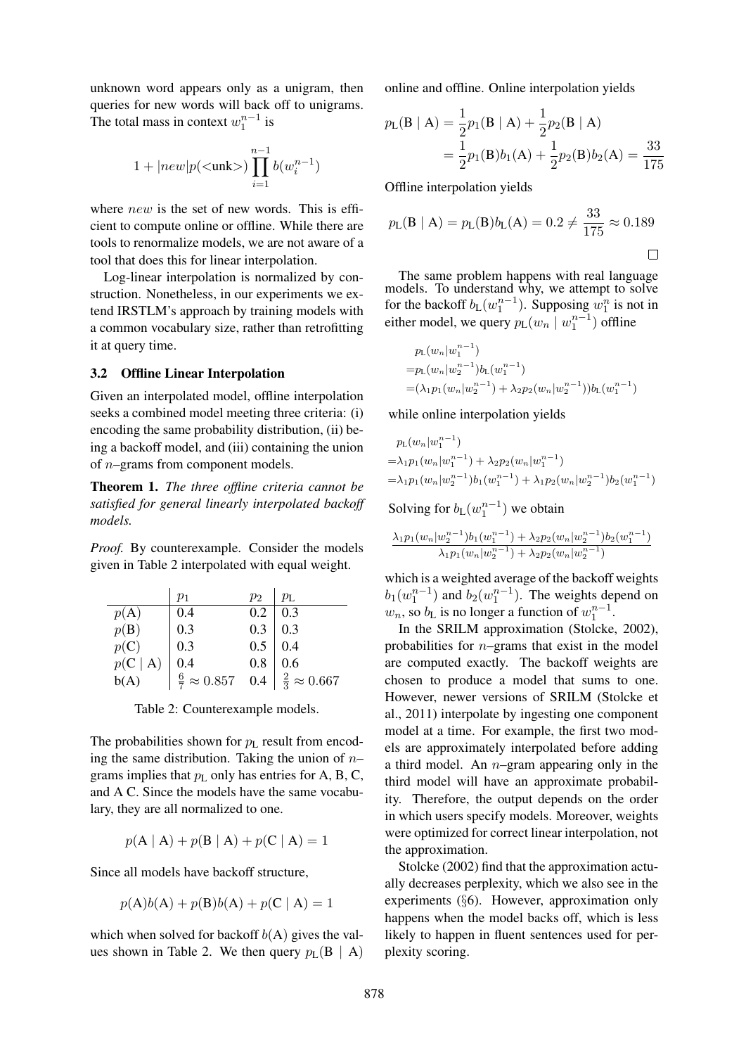unknown word appears only as a unigram, then queries for new words will back off to unigrams. The total mass in context $w_1^{n-1}$ is

$$1 + |new| p(\text{<unk>}) \prod_{i=1}^{n-1} b(w_i^{n-1})$$

where $new$ is the set of new words. This is efficient to compute online or offline. While there are tools to renormalize models, we are not aware of a tool that does this for linear interpolation.

Log-linear interpolation is normalized by construction. Nonetheless, in our experiments we extend IRSTLM's approach by training models with a common vocabulary size, rather than retrofitting it at query time.

### 3.2 Offline Linear Interpolation

Given an interpolated model, offline interpolation seeks a combined model meeting three criteria: (i) encoding the same probability distribution, (ii) being a backoff model, and (iii) containing the union of $n$–grams from component models.

**Theorem 1.** *The three offline criteria cannot be satisfied for general linearly interpolated backoff models.*

*Proof.* By counterexample. Consider the models given in Table 2 interpolated with equal weight.

| | $p_1$ | $p_2$ | $p_{\text{L}}$ |
|---|---|---|---|
| $p(\text{A})$ | 0.4 | 0.2 | 0.3 |
| $p(\text{B})$ | 0.3 | 0.3 | 0.3 |
| $p(\text{C})$ | 0.3 | 0.5 | 0.4 |
| $p(\text{C} \mid \text{A})$ | 0.4 | 0.8 | 0.6 |
| b(A) | $\frac{6}{7} \approx 0.857$ | 0.4 | $\frac{2}{3} \approx 0.667$ |

Table 2: Counterexample models.

The probabilities shown for $p_{\text{L}}$ result from encoding the same distribution. Taking the union of $n$–grams implies that $p_{\text{L}}$ only has entries for A, B, C, and A C. Since the models have the same vocabulary, they are all normalized to one.

$$p(\text{A} \mid \text{A}) + p(\text{B} \mid \text{A}) + p(\text{C} \mid \text{A}) = 1$$

Since all models have backoff structure,

$$p(\text{A})b(\text{A}) + p(\text{B})b(\text{A}) + p(\text{C} \mid \text{A}) = 1$$

which when solved for backoff $b(\text{A})$ gives the values shown in Table 2. We then query $p_{\text{L}}(\text{B} \mid \text{A})$ online and offline. Online interpolation yields

$$\begin{aligned} p_{\text{L}}(\text{B} \mid \text{A}) &= \frac{1}{2} p_1(\text{B} \mid \text{A}) + \frac{1}{2} p_2(\text{B} \mid \text{A}) \\ &= \frac{1}{2} p_1(\text{B}) b_1(\text{A}) + \frac{1}{2} p_2(\text{B}) b_2(\text{A}) = \frac{33}{175} \end{aligned}$$

Offline interpolation yields

$$p_{\text{L}}(\text{B} \mid \text{A}) = p_{\text{L}}(\text{B}) b_{\text{L}}(\text{A}) = 0.2 \neq \frac{33}{175} \approx 0.189$$

□

The same problem happens with real language models. To understand why, we attempt to solve for the backoff $b_{\text{L}}(w_1^{n-1})$. Supposing $w_1^n$ is not in either model, we query $p_{\text{L}}(w_n \mid w_1^{n-1})$ offline

$$\begin{aligned} & p_{\text{L}}(w_n | w_1^{n-1}) \\ =& p_{\text{L}}(w_n | w_2^{n-1}) b_{\text{L}}(w_1^{n-1}) \\ =& (\lambda_1 p_1(w_n | w_2^{n-1}) + \lambda_2 p_2(w_n | w_2^{n-1})) b_{\text{L}}(w_1^{n-1}) \end{aligned}$$

while online interpolation yields

$$\begin{aligned} & p_{\text{L}}(w_n | w_1^{n-1}) \\ =& \lambda_1 p_1(w_n | w_1^{n-1}) + \lambda_2 p_2(w_n | w_1^{n-1}) \\ =& \lambda_1 p_1(w_n | w_2^{n-1}) b_1(w_1^{n-1}) + \lambda_1 p_2(w_n | w_2^{n-1}) b_2(w_1^{n-1}) \end{aligned}$$

Solving for $b_{\text{L}}(w_1^{n-1})$ we obtain

$$\frac{\lambda_1 p_1(w_n | w_2^{n-1}) b_1(w_1^{n-1}) + \lambda_2 p_2(w_n | w_2^{n-1}) b_2(w_1^{n-1})}{\lambda_1 p_1(w_n | w_2^{n-1}) + \lambda_2 p_2(w_n | w_2^{n-1})}$$

which is a weighted average of the backoff weights $b_1(w_1^{n-1})$ and $b_2(w_1^{n-1})$. The weights depend on $w_n$, so $b_{\text{L}}$ is no longer a function of $w_1^{n-1}$.

In the SRILM approximation (Stolcke, 2002), probabilities for $n$–grams that exist in the model are computed exactly. The backoff weights are chosen to produce a model that sums to one. However, newer versions of SRILM (Stolcke et al., 2011) interpolate by ingesting one component model at a time. For example, the first two models are approximately interpolated before adding a third model. An $n$–gram appearing only in the third model will have an approximate probability. Therefore, the output depends on the order in which users specify models. Moreover, weights were optimized for correct linear interpolation, not the approximation.

Stolcke (2002) find that the approximation actually decreases perplexity, which we also see in the experiments (§6). However, approximation only happens when the model backs off, which is less likely to happen in fluent sentences used for perplexity scoring.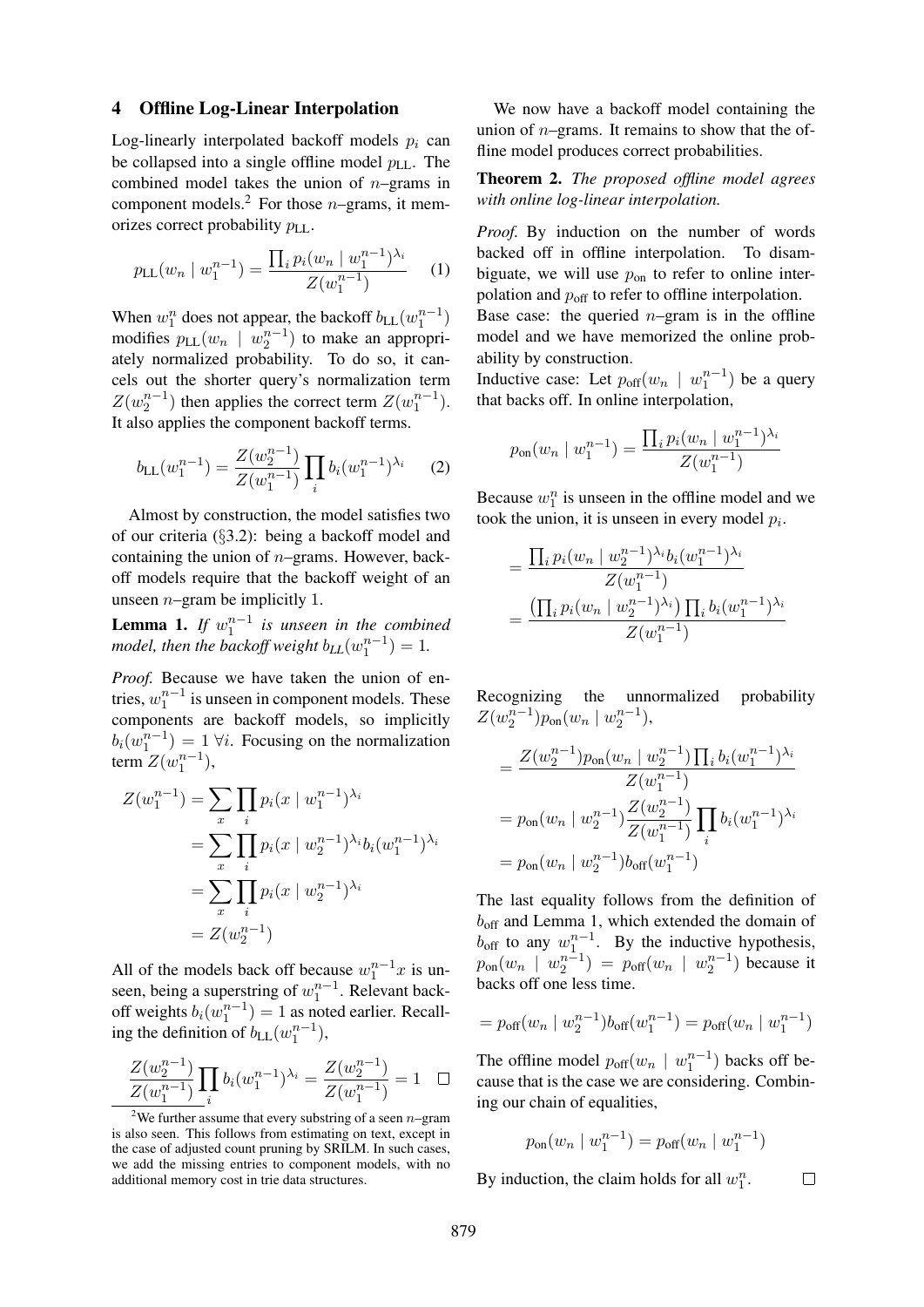## 4 Offline Log-Linear Interpolation

Log-linearly interpolated backoff models $p_i$ can be collapsed into a single offline model $p_{\text{LL}}$. The combined model takes the union of $n$–grams in component models.[2] For those $n$–grams, it memorizes correct probability $p_{\text{LL}}$.

$$p_{\text{LL}}(w_n \mid w_1^{n-1}) = \frac{\prod_i p_i(w_n \mid w_1^{n-1})^{\lambda_i}}{Z(w_1^{n-1})} \quad (1)$$

When $w_1^n$ does not appear, the backoff $b_{\text{LL}}(w_1^{n-1})$ modifies $p_{\text{LL}}(w_n \mid w_2^{n-1})$ to make an appropriately normalized probability. To do so, it cancels out the shorter query's normalization term $Z(w_2^{n-1})$ then applies the correct term $Z(w_1^{n-1})$. It also applies the component backoff terms.

$$b_{\text{LL}}(w_1^{n-1}) = \frac{Z(w_2^{n-1})}{Z(w_1^{n-1})} \prod_i b_i(w_1^{n-1})^{\lambda_i} \quad (2)$$

Almost by construction, the model satisfies two of our criteria (§3.2): being a backoff model and containing the union of $n$–grams. However, backoff models require that the backoff weight of an unseen $n$–gram be implicitly 1.

**Lemma 1.** *If $w_1^{n-1}$ is unseen in the combined model, then the backoff weight $b_{LL}(w_1^{n-1}) = 1$.*

*Proof.* Because we have taken the union of entries, $w_1^{n-1}$ is unseen in component models. These components are backoff models, so implicitly $b_i(w_1^{n-1}) = 1 \; \forall i$. Focusing on the normalization term $Z(w_1^{n-1})$,

$$\begin{aligned}
Z(w_1^{n-1}) &= \sum_x \prod_i p_i(x \mid w_1^{n-1})^{\lambda_i} \\
&= \sum_x \prod_i p_i(x \mid w_2^{n-1})^{\lambda_i} b_i(w_1^{n-1})^{\lambda_i} \\
&= \sum_x \prod_i p_i(x \mid w_2^{n-1})^{\lambda_i} \\
&= Z(w_2^{n-1})
\end{aligned}$$

All of the models back off because $w_1^{n-1}x$ is unseen, being a superstring of $w_1^{n-1}$. Relevant backoff weights $b_i(w_1^{n-1}) = 1$ as noted earlier. Recalling the definition of $b_{\text{LL}}(w_1^{n-1})$,

$$\frac{Z(w_2^{n-1})}{Z(w_1^{n-1})} \prod_i b_i(w_1^{n-1})^{\lambda_i} = \frac{Z(w_2^{n-1})}{Z(w_1^{n-1})} = 1 \quad \square$$

[2] We further assume that every substring of a seen $n$–gram is also seen. This follows from estimating on text, except in the case of adjusted count pruning by SRILM. In such cases, we add the missing entries to component models, with no additional memory cost in trie data structures.

We now have a backoff model containing the union of $n$–grams. It remains to show that the offline model produces correct probabilities.

**Theorem 2.** *The proposed offline model agrees with online log-linear interpolation.*

*Proof.* By induction on the number of words backed off in offline interpolation. To disambiguate, we will use $p_{\text{on}}$ to refer to online interpolation and $p_{\text{off}}$ to refer to offline interpolation.

Base case: the queried $n$–gram is in the offline model and we have memorized the online probability by construction.

Inductive case: Let $p_{\text{off}}(w_n \mid w_1^{n-1})$ be a query that backs off. In online interpolation,

$$p_{\text{on}}(w_n \mid w_1^{n-1}) = \frac{\prod_i p_i(w_n \mid w_1^{n-1})^{\lambda_i}}{Z(w_1^{n-1})}$$

Because $w_1^n$ is unseen in the offline model and we took the union, it is unseen in every model $p_i$.

$$\begin{aligned}
&= \frac{\prod_i p_i(w_n \mid w_2^{n-1})^{\lambda_i} b_i(w_1^{n-1})^{\lambda_i}}{Z(w_1^{n-1})} \\
&= \frac{\left(\prod_i p_i(w_n \mid w_2^{n-1})^{\lambda_i}\right) \prod_i b_i(w_1^{n-1})^{\lambda_i}}{Z(w_1^{n-1})}
\end{aligned}$$

Recognizing the unnormalized probability $Z(w_2^{n-1}) p_{\text{on}}(w_n \mid w_2^{n-1})$,

$$\begin{aligned}
&= \frac{Z(w_2^{n-1}) p_{\text{on}}(w_n \mid w_2^{n-1}) \prod_i b_i(w_1^{n-1})^{\lambda_i}}{Z(w_1^{n-1})} \\
&= p_{\text{on}}(w_n \mid w_2^{n-1}) \frac{Z(w_2^{n-1})}{Z(w_1^{n-1})} \prod_i b_i(w_1^{n-1})^{\lambda_i} \\
&= p_{\text{on}}(w_n \mid w_2^{n-1}) b_{\text{off}}(w_1^{n-1})
\end{aligned}$$

The last equality follows from the definition of $b_{\text{off}}$ and Lemma 1, which extended the domain of $b_{\text{off}}$ to any $w_1^{n-1}$. By the inductive hypothesis, $p_{\text{on}}(w_n \mid w_2^{n-1}) = p_{\text{off}}(w_n \mid w_2^{n-1})$ because it backs off one less time.

$$= p_{\text{off}}(w_n \mid w_2^{n-1}) b_{\text{off}}(w_1^{n-1}) = p_{\text{off}}(w_n \mid w_1^{n-1})$$

The offline model $p_{\text{off}}(w_n \mid w_1^{n-1})$ backs off because that is the case we are considering. Combining our chain of equalities,

$$p_{\text{on}}(w_n \mid w_1^{n-1}) = p_{\text{off}}(w_n \mid w_1^{n-1})$$

By induction, the claim holds for all $w_1^n$. $\square$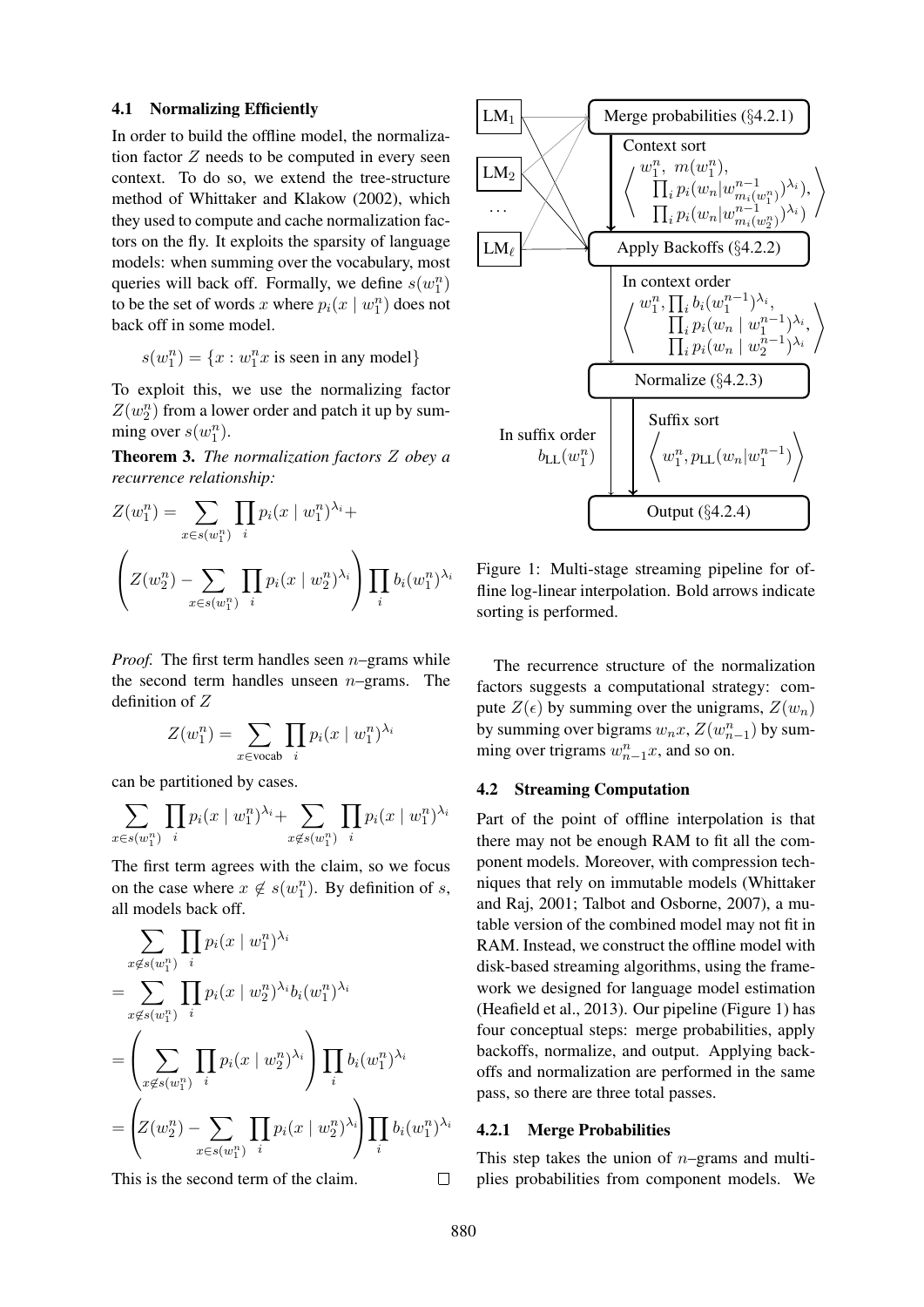### 4.1 Normalizing Efficiently

In order to build the offline model, the normalization factor $Z$ needs to be computed in every seen context. To do so, we extend the tree-structure method of Whittaker and Klakow (2002), which they used to compute and cache normalization factors on the fly. It exploits the sparsity of language models: when summing over the vocabulary, most queries will back off. Formally, we define $s(w_1^n)$ to be the set of words $x$ where $p_i(x \mid w_1^n)$ does not back off in some model.

$$s(w_1^n) = \{x : w_1^n x \text{ is seen in any model}\}$$

To exploit this, we use the normalizing factor $Z(w_2^n)$ from a lower order and patch it up by summing over $s(w_1^n)$.

**Theorem 3.** *The normalization factors $Z$ obey a recurrence relationship:*

$$Z(w_1^n) = \sum_{x \in s(w_1^n)} \prod_i p_i(x \mid w_1^n)^{\lambda_i} + \left( Z(w_2^n) - \sum_{x \in s(w_1^n)} \prod_i p_i(x \mid w_2^n)^{\lambda_i} \right) \prod_i b_i(w_1^n)^{\lambda_i}$$

*Proof.* The first term handles seen $n$–grams while the second term handles unseen $n$–grams. The definition of $Z$

$$Z(w_1^n) = \sum_{x \in \text{vocab}} \prod_i p_i(x \mid w_1^n)^{\lambda_i}$$

can be partitioned by cases.

$$\sum_{x \in s(w_1^n)} \prod_i p_i(x \mid w_1^n)^{\lambda_i} + \sum_{x \notin s(w_1^n)} \prod_i p_i(x \mid w_1^n)^{\lambda_i}$$

The first term agrees with the claim, so we focus on the case where $x \notin s(w_1^n)$. By definition of $s$, all models back off.

$$\begin{aligned}
&\sum_{x \notin s(w_1^n)} \prod_i p_i(x \mid w_1^n)^{\lambda_i} \\
&= \sum_{x \notin s(w_1^n)} \prod_i p_i(x \mid w_2^n)^{\lambda_i} b_i(w_1^n)^{\lambda_i} \\
&= \left( \sum_{x \notin s(w_1^n)} \prod_i p_i(x \mid w_2^n)^{\lambda_i} \right) \prod_i b_i(w_1^n)^{\lambda_i} \\
&= \left( Z(w_2^n) - \sum_{x \in s(w_1^n)} \prod_i p_i(x \mid w_2^n)^{\lambda_i} \right) \prod_i b_i(w_1^n)^{\lambda_i}
\end{aligned}$$

This is the second term of the claim. $\square$

Figure 1 pipeline: $\text{LM}_1$, $\text{LM}_2$, …, $\text{LM}_\ell$ → Merge probabilities (§4.2.1) → Context sort $\left\langle w_1^n,\ m(w_1^n),\ \prod_i p_i(w_n | w_{m_i(w_1^n)}^{n-1})^{\lambda_i},\ \prod_i p_i(w_n | w_{m_i(w_2^n)}^{n-1})^{\lambda_i} \right\rangle$ → Apply Backoffs (§4.2.2) → In context order $\left\langle w_1^n, \prod_i b_i(w_1^{n-1})^{\lambda_i},\ \prod_i p_i(w_n \mid w_1^{n-1})^{\lambda_i},\ \prod_i p_i(w_n \mid w_2^{n-1})^{\lambda_i} \right\rangle$ → Normalize (§4.2.3) → Suffix sort $\left\langle w_1^n, p_{\text{LL}}(w_n | w_1^{n-1}) \right\rangle$ and In suffix order $b_{\text{LL}}(w_1^n)$ → Output (§4.2.4)

Figure 1: Multi-stage streaming pipeline for offline log-linear interpolation. Bold arrows indicate sorting is performed.

The recurrence structure of the normalization factors suggests a computational strategy: compute $Z(\epsilon)$ by summing over the unigrams, $Z(w_n)$ by summing over bigrams $w_n x$, $Z(w_{n-1}^n)$ by summing over trigrams $w_{n-1}^n x$, and so on.

### 4.2 Streaming Computation

Part of the point of offline interpolation is that there may not be enough RAM to fit all the component models. Moreover, with compression techniques that rely on immutable models (Whittaker and Raj, 2001; Talbot and Osborne, 2007), a mutable version of the combined model may not fit in RAM. Instead, we construct the offline model with disk-based streaming algorithms, using the framework we designed for language model estimation (Heafield et al., 2013). Our pipeline (Figure 1) has four conceptual steps: merge probabilities, apply backoffs, normalize, and output. Applying backoffs and normalization are performed in the same pass, so there are three total passes.

#### 4.2.1 Merge Probabilities

This step takes the union of $n$–grams and multiplies probabilities from component models. We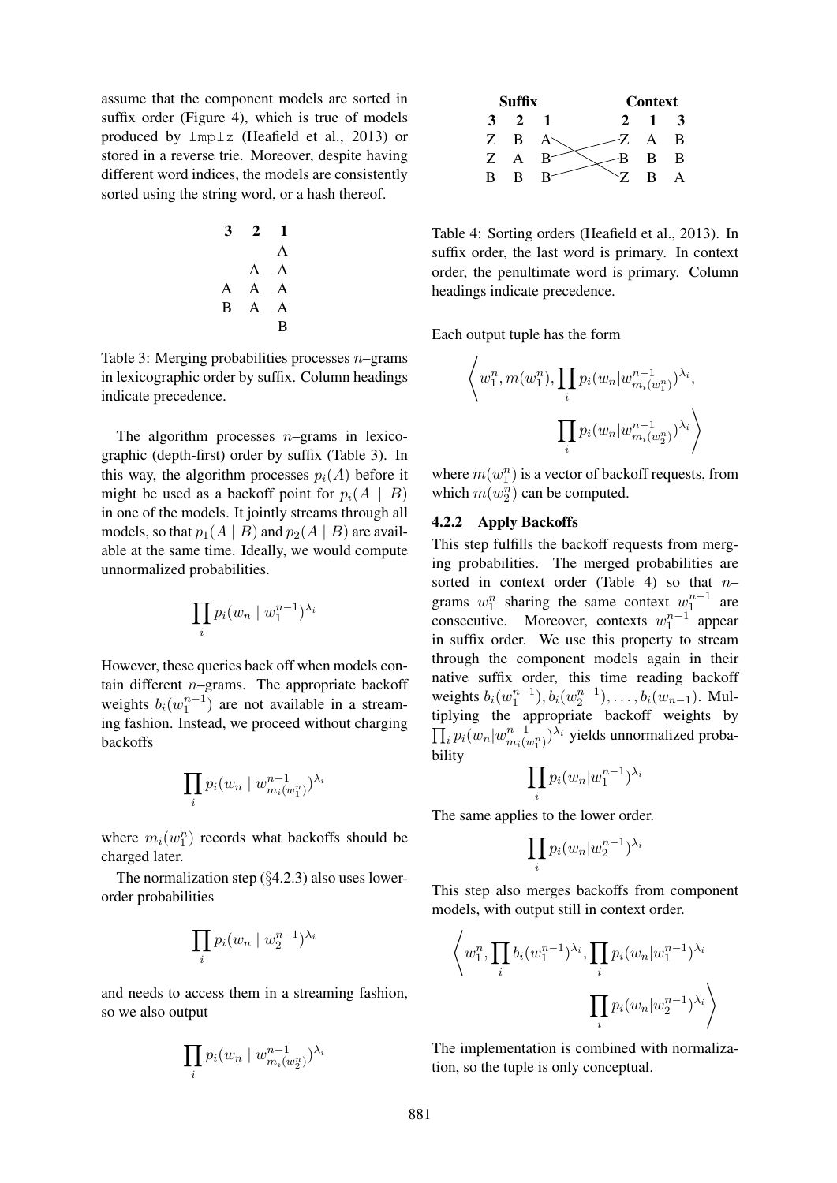assume that the component models are sorted in suffix order (Figure 4), which is true of models produced by `lmplz` (Heafield et al., 2013) or stored in a reverse trie. Moreover, despite having different word indices, the models are consistently sorted using the string word, or a hash thereof.

| **3** | **2** | **1** |
|---|---|---|
| | | A |
| | A | A |
| A | A | A |
| B | A | A |
| | | B |

Table 3: Merging probabilities processes $n$–grams in lexicographic order by suffix. Column headings indicate precedence.

The algorithm processes $n$–grams in lexicographic (depth-first) order by suffix (Table 3). In this way, the algorithm processes $p_i(A)$ before it might be used as a backoff point for $p_i(A \mid B)$ in one of the models. It jointly streams through all models, so that $p_1(A \mid B)$ and $p_2(A \mid B)$ are available at the same time. Ideally, we would compute unnormalized probabilities.

$$\prod_i p_i(w_n \mid w_1^{n-1})^{\lambda_i}$$

However, these queries back off when models contain different $n$–grams. The appropriate backoff weights $b_i(w_1^{n-1})$ are not available in a streaming fashion. Instead, we proceed without charging backoffs

$$\prod_i p_i(w_n \mid w_{m_i(w_1^n)}^{n-1})^{\lambda_i}$$

where $m_i(w_1^n)$ records what backoffs should be charged later.

The normalization step (§4.2.3) also uses lower-order probabilities

$$\prod_i p_i(w_n \mid w_2^{n-1})^{\lambda_i}$$

and needs to access them in a streaming fashion, so we also output

$$\prod_i p_i(w_n \mid w_{m_i(w_2^n)}^{n-1})^{\lambda_i}$$

| **Suffix** | | | **Context** | | |
|---|---|---|---|---|---|
| **3** | **2** | **1** | **2** | **1** | **3** |
| Z | B | A | Z | A | B |
| Z | A | B | B | B | B |
| B | B | B | Z | B | A |

Table 4: Sorting orders (Heafield et al., 2013). In suffix order, the last word is primary. In context order, the penultimate word is primary. Column headings indicate precedence.

Each output tuple has the form

$$\left\langle w_1^n, m(w_1^n), \prod_i p_i(w_n | w_{m_i(w_1^n)}^{n-1})^{\lambda_i}, \prod_i p_i(w_n | w_{m_i(w_2^n)}^{n-1})^{\lambda_i} \right\rangle$$

where $m(w_1^n)$ is a vector of backoff requests, from which $m(w_2^n)$ can be computed.

#### 4.2.2 Apply Backoffs

This step fulfills the backoff requests from merging probabilities. The merged probabilities are sorted in context order (Table 4) so that $n$–grams $w_1^n$ sharing the same context $w_1^{n-1}$ are consecutive. Moreover, contexts $w_1^{n-1}$ appear in suffix order. We use this property to stream through the component models again in their native suffix order, this time reading backoff weights $b_i(w_1^{n-1}), b_i(w_2^{n-1}), \ldots, b_i(w_{n-1})$. Multiplying the appropriate backoff weights by $\prod_i p_i(w_n|w_{m_i(w_1^n)}^{n-1})^{\lambda_i}$ yields unnormalized probability

$$\prod_i p_i(w_n|w_1^{n-1})^{\lambda_i}$$

The same applies to the lower order.

$$\prod_i p_i(w_n|w_2^{n-1})^{\lambda_i}$$

This step also merges backoffs from component models, with output still in context order.

$$\left\langle w_1^n, \prod_i b_i(w_1^{n-1})^{\lambda_i}, \prod_i p_i(w_n|w_1^{n-1})^{\lambda_i} \prod_i p_i(w_n|w_2^{n-1})^{\lambda_i} \right\rangle$$

The implementation is combined with normalization, so the tuple is only conceptual.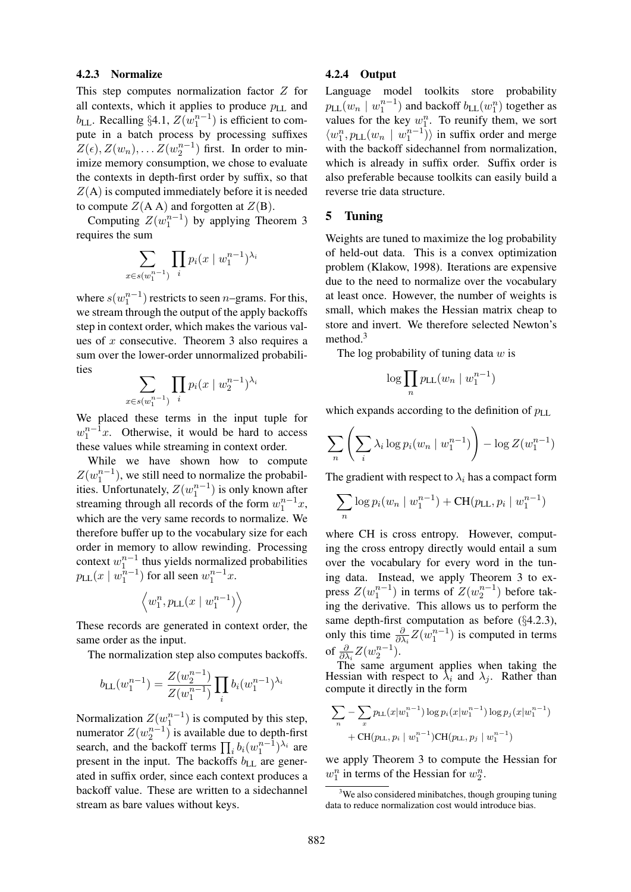### 4.2.3 Normalize

This step computes normalization factor $Z$ for all contexts, which it applies to produce $p_{\mathrm{LL}}$ and $b_{\mathrm{LL}}$. Recalling §4.1, $Z(w_1^{n-1})$ is efficient to compute in a batch process by processing suffixes $Z(\epsilon), Z(w_n), \ldots Z(w_2^{n-1})$ first. In order to minimize memory consumption, we chose to evaluate the contexts in depth-first order by suffix, so that $Z(\mathrm{A})$ is computed immediately before it is needed to compute $Z(\mathrm{A\ A})$ and forgotten at $Z(\mathrm{B})$.

Computing $Z(w_1^{n-1})$ by applying Theorem 3 requires the sum

$$\sum_{x \in s(w_1^{n-1})} \prod_i p_i(x \mid w_1^{n-1})^{\lambda_i}$$

where $s(w_1^{n-1})$ restricts to seen $n$–grams. For this, we stream through the output of the apply backoffs step in context order, which makes the various values of $x$ consecutive. Theorem 3 also requires a sum over the lower-order unnormalized probabilities

$$\sum_{x \in s(w_1^{n-1})} \prod_i p_i(x \mid w_2^{n-1})^{\lambda_i}$$

We placed these terms in the input tuple for $w_1^{n-1}x$. Otherwise, it would be hard to access these values while streaming in context order.

While we have shown how to compute $Z(w_1^{n-1})$, we still need to normalize the probabilities. Unfortunately, $Z(w_1^{n-1})$ is only known after streaming through all records of the form $w_1^{n-1}x$, which are the very same records to normalize. We therefore buffer up to the vocabulary size for each order in memory to allow rewinding. Processing context $w_1^{n-1}$ thus yields normalized probabilities $p_{\mathrm{LL}}(x \mid w_1^{n-1})$ for all seen $w_1^{n-1}x$.

$$\left\langle w_1^n, p_{\mathrm{LL}}(x \mid w_1^{n-1}) \right\rangle$$

These records are generated in context order, the same order as the input.

The normalization step also computes backoffs.

$$b_{\mathrm{LL}}(w_1^{n-1}) = \frac{Z(w_2^{n-1})}{Z(w_1^{n-1})} \prod_i b_i(w_1^{n-1})^{\lambda_i}$$

Normalization $Z(w_1^{n-1})$ is computed by this step, numerator $Z(w_2^{n-1})$ is available due to depth-first search, and the backoff terms $\prod_i b_i(w_1^{n-1})^{\lambda_i}$ are present in the input. The backoffs $b_{\mathrm{LL}}$ are generated in suffix order, since each context produces a backoff value. These are written to a sidechannel stream as bare values without keys.

### 4.2.4 Output

Language model toolkits store probability $p_{\mathrm{LL}}(w_n \mid w_1^{n-1})$ and backoff $b_{\mathrm{LL}}(w_1^n)$ together as values for the key $w_1^n$. To reunify them, we sort $\langle w_1^n, p_{\mathrm{LL}}(w_n \mid w_1^{n-1})\rangle$ in suffix order and merge with the backoff sidechannel from normalization, which is already in suffix order. Suffix order is also preferable because toolkits can easily build a reverse trie data structure.

## 5 Tuning

Weights are tuned to maximize the log probability of held-out data. This is a convex optimization problem (Klakow, 1998). Iterations are expensive due to the need to normalize over the vocabulary at least once. However, the number of weights is small, which makes the Hessian matrix cheap to store and invert. We therefore selected Newton's method.[3]

The log probability of tuning data $w$ is

$$\log \prod_n p_{\mathrm{LL}}(w_n \mid w_1^{n-1})$$

which expands according to the definition of $p_{\mathrm{LL}}$

$$\sum_n \left( \sum_i \lambda_i \log p_i(w_n \mid w_1^{n-1}) \right) - \log Z(w_1^{n-1})$$

The gradient with respect to $\lambda_i$ has a compact form

$$\sum_n \log p_i(w_n \mid w_1^{n-1}) + \mathrm{CH}(p_{\mathrm{LL}}, p_i \mid w_1^{n-1})$$

where CH is cross entropy. However, computing the cross entropy directly would entail a sum over the vocabulary for every word in the tuning data. Instead, we apply Theorem 3 to express $Z(w_1^{n-1})$ in terms of $Z(w_2^{n-1})$ before taking the derivative. This allows us to perform the same depth-first computation as before (§4.2.3), only this time $\frac{\partial}{\partial \lambda_i} Z(w_1^{n-1})$ is computed in terms of $\frac{\partial}{\partial \lambda_i} Z(w_2^{n-1})$.

The same argument applies when taking the Hessian with respect to $\lambda_i$ and $\lambda_j$. Rather than compute it directly in the form

$$\sum_n - \sum_x p_{\mathrm{LL}}(x|w_1^{n-1}) \log p_i(x|w_1^{n-1}) \log p_j(x|w_1^{n-1}) + \mathrm{CH}(p_{\mathrm{LL}}, p_i \mid w_1^{n-1})\mathrm{CH}(p_{\mathrm{LL}}, p_j \mid w_1^{n-1})$$

we apply Theorem 3 to compute the Hessian for $w_1^n$ in terms of the Hessian for $w_2^n$.

[3]We also considered minibatches, though grouping tuning data to reduce normalization cost would introduce bias.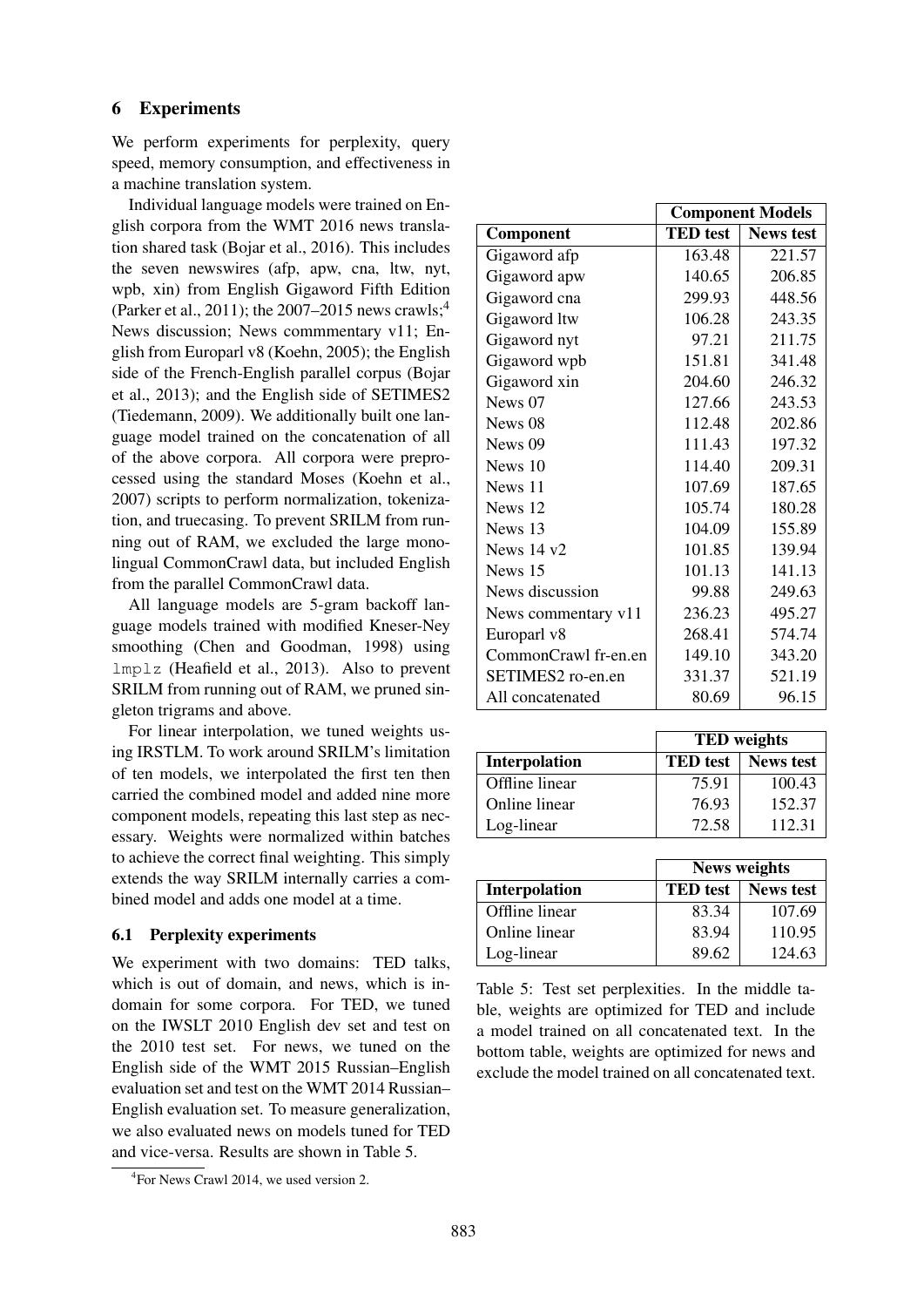## 6 Experiments

We perform experiments for perplexity, query speed, memory consumption, and effectiveness in a machine translation system.

Individual language models were trained on English corpora from the WMT 2016 news translation shared task (Bojar et al., 2016). This includes the seven newswires (afp, apw, cna, ltw, nyt, wpb, xin) from English Gigaword Fifth Edition (Parker et al., 2011); the 2007–2015 news crawls;[4] News discussion; News commmentary v11; English from Europarl v8 (Koehn, 2005); the English side of the French-English parallel corpus (Bojar et al., 2013); and the English side of SETIMES2 (Tiedemann, 2009). We additionally built one language model trained on the concatenation of all of the above corpora. All corpora were preprocessed using the standard Moses (Koehn et al., 2007) scripts to perform normalization, tokenization, and truecasing. To prevent SRILM from running out of RAM, we excluded the large monolingual CommonCrawl data, but included English from the parallel CommonCrawl data.

All language models are 5-gram backoff language models trained with modified Kneser-Ney smoothing (Chen and Goodman, 1998) using `lmplz` (Heafield et al., 2013). Also to prevent SRILM from running out of RAM, we pruned singleton trigrams and above.

For linear interpolation, we tuned weights using IRSTLM. To work around SRILM's limitation of ten models, we interpolated the first ten then carried the combined model and added nine more component models, repeating this last step as necessary. Weights were normalized within batches to achieve the correct final weighting. This simply extends the way SRILM internally carries a combined model and adds one model at a time.

### 6.1 Perplexity experiments

We experiment with two domains: TED talks, which is out of domain, and news, which is in-domain for some corpora. For TED, we tuned on the IWSLT 2010 English dev set and test on the 2010 test set. For news, we tuned on the English side of the WMT 2015 Russian–English evaluation set and test on the WMT 2014 Russian–English evaluation set. To measure generalization, we also evaluated news on models tuned for TED and vice-versa. Results are shown in Table 5.

| | Component Models | |
|---|---|---|
| **Component** | **TED test** | **News test** |
| Gigaword afp | 163.48 | 221.57 |
| Gigaword apw | 140.65 | 206.85 |
| Gigaword cna | 299.93 | 448.56 |
| Gigaword ltw | 106.28 | 243.35 |
| Gigaword nyt | 97.21 | 211.75 |
| Gigaword wpb | 151.81 | 341.48 |
| Gigaword xin | 204.60 | 246.32 |
| News 07 | 127.66 | 243.53 |
| News 08 | 112.48 | 202.86 |
| News 09 | 111.43 | 197.32 |
| News 10 | 114.40 | 209.31 |
| News 11 | 107.69 | 187.65 |
| News 12 | 105.74 | 180.28 |
| News 13 | 104.09 | 155.89 |
| News 14 v2 | 101.85 | 139.94 |
| News 15 | 101.13 | 141.13 |
| News discussion | 99.88 | 249.63 |
| News commentary v11 | 236.23 | 495.27 |
| Europarl v8 | 268.41 | 574.74 |
| CommonCrawl fr-en.en | 149.10 | 343.20 |
| SETIMES2 ro-en.en | 331.37 | 521.19 |
| All concatenated | 80.69 | 96.15 |

| | TED weights | |
|---|---|---|
| **Interpolation** | **TED test** | **News test** |
| Offline linear | 75.91 | 100.43 |
| Online linear | 76.93 | 152.37 |
| Log-linear | 72.58 | 112.31 |

| | News weights | |
|---|---|---|
| **Interpolation** | **TED test** | **News test** |
| Offline linear | 83.34 | 107.69 |
| Online linear | 83.94 | 110.95 |
| Log-linear | 89.62 | 124.63 |

Table 5: Test set perplexities. In the middle table, weights are optimized for TED and include a model trained on all concatenated text. In the bottom table, weights are optimized for news and exclude the model trained on all concatenated text.

[4]For News Crawl 2014, we used version 2.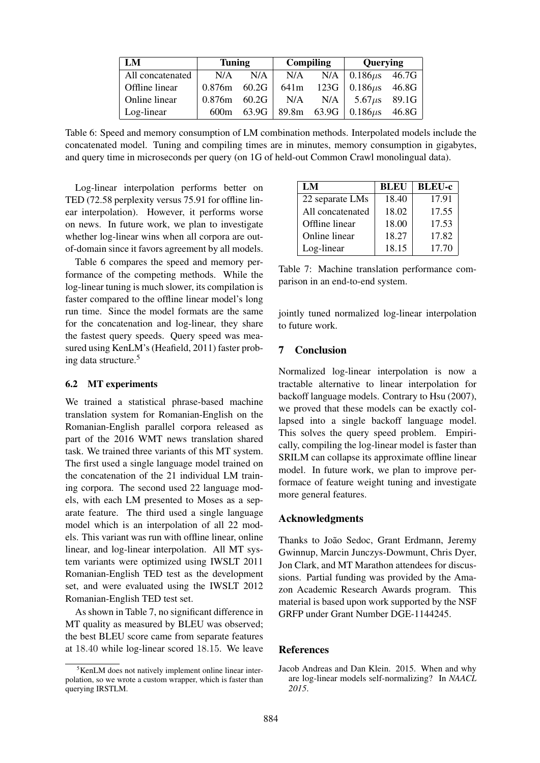| LM | Tuning | | Compiling | | Querying | |
|---|---|---|---|---|---|---|
| All concatenated | N/A | N/A | N/A | N/A | 0.186$\mu$s | 46.7G |
| Offline linear | 0.876m | 60.2G | 641m | 123G | 0.186$\mu$s | 46.8G |
| Online linear | 0.876m | 60.2G | N/A | N/A | 5.67$\mu$s | 89.1G |
| Log-linear | 600m | 63.9G | 89.8m | 63.9G | 0.186$\mu$s | 46.8G |

Table 6: Speed and memory consumption of LM combination methods. Interpolated models include the concatenated model. Tuning and compiling times are in minutes, memory consumption in gigabytes, and query time in microseconds per query (on 1G of held-out Common Crawl monolingual data).

Log-linear interpolation performs better on TED (72.58 perplexity versus 75.91 for offline linear interpolation). However, it performs worse on news. In future work, we plan to investigate whether log-linear wins when all corpora are out-of-domain since it favors agreement by all models.

Table 6 compares the speed and memory performance of the competing methods. While the log-linear tuning is much slower, its compilation is faster compared to the offline linear model's long run time. Since the model formats are the same for the concatenation and log-linear, they share the fastest query speeds. Query speed was measured using KenLM's (Heafield, 2011) faster probing data structure.[5]

### 6.2 MT experiments

We trained a statistical phrase-based machine translation system for Romanian-English on the Romanian-English parallel corpora released as part of the 2016 WMT news translation shared task. We trained three variants of this MT system. The first used a single language model trained on the concatenation of the 21 individual LM training corpora. The second used 22 language models, with each LM presented to Moses as a separate feature. The third used a single language model which is an interpolation of all 22 models. This variant was run with offline linear, online linear, and log-linear interpolation. All MT system variants were optimized using IWSLT 2011 Romanian-English TED test as the development set, and were evaluated using the IWSLT 2012 Romanian-English TED test set.

As shown in Table 7, no significant difference in MT quality as measured by BLEU was observed; the best BLEU score came from separate features at 18.40 while log-linear scored 18.15. We leave jointly tuned normalized log-linear interpolation to future work.

| LM | BLEU | BLEU-c |
|---|---|---|
| 22 separate LMs | 18.40 | 17.91 |
| All concatenated | 18.02 | 17.55 |
| Offline linear | 18.00 | 17.53 |
| Online linear | 18.27 | 17.82 |
| Log-linear | 18.15 | 17.70 |

Table 7: Machine translation performance comparison in an end-to-end system.

[5]KenLM does not natively implement online linear interpolation, so we wrote a custom wrapper, which is faster than querying IRSTLM.

## 7 Conclusion

Normalized log-linear interpolation is now a tractable alternative to linear interpolation for backoff language models. Contrary to Hsu (2007), we proved that these models can be exactly collapsed into a single backoff language model. This solves the query speed problem. Empirically, compiling the log-linear model is faster than SRILM can collapse its approximate offline linear model. In future work, we plan to improve performace of feature weight tuning and investigate more general features.

## Acknowledgments

Thanks to João Sedoc, Grant Erdmann, Jeremy Gwinnup, Marcin Junczys-Dowmunt, Chris Dyer, Jon Clark, and MT Marathon attendees for discussions. Partial funding was provided by the Amazon Academic Research Awards program. This material is based upon work supported by the NSF GRFP under Grant Number DGE-1144245.

## References

Jacob Andreas and Dan Klein. 2015. When and why are log-linear models self-normalizing? In *NAACL 2015*.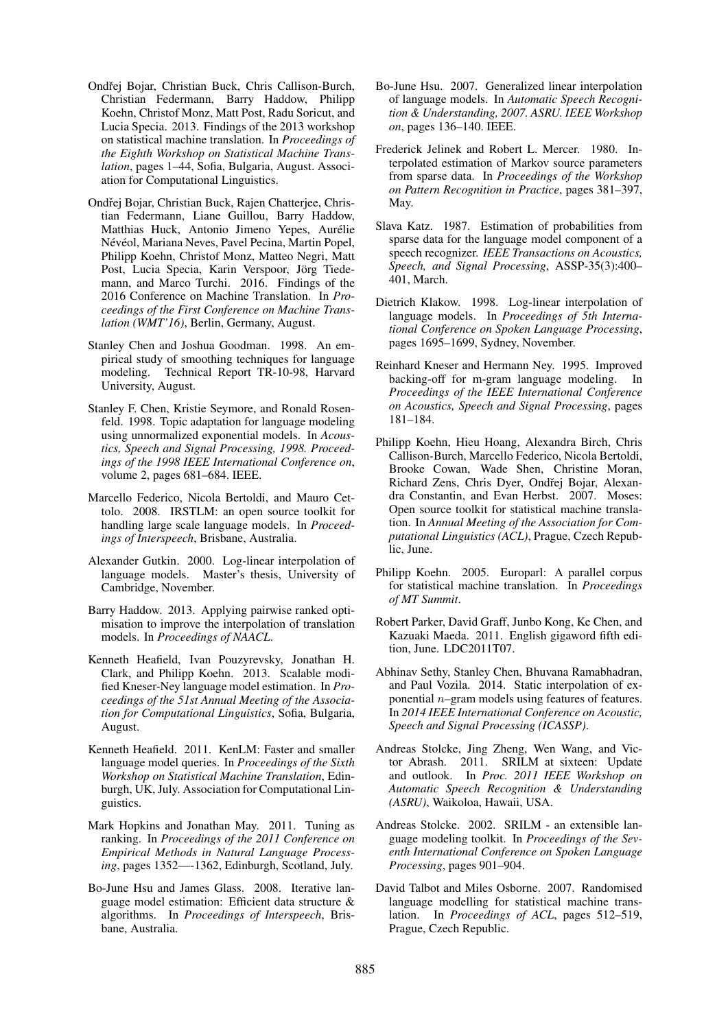Ondřej Bojar, Christian Buck, Chris Callison-Burch, Christian Federmann, Barry Haddow, Philipp Koehn, Christof Monz, Matt Post, Radu Soricut, and Lucia Specia. 2013. Findings of the 2013 workshop on statistical machine translation. In *Proceedings of the Eighth Workshop on Statistical Machine Translation*, pages 1–44, Sofia, Bulgaria, August. Association for Computational Linguistics.

Ondřej Bojar, Christian Buck, Rajen Chatterjee, Christian Federmann, Liane Guillou, Barry Haddow, Matthias Huck, Antonio Jimeno Yepes, Aurélie Névéol, Mariana Neves, Pavel Pecina, Martin Popel, Philipp Koehn, Christof Monz, Matteo Negri, Matt Post, Lucia Specia, Karin Verspoor, Jörg Tiedemann, and Marco Turchi. 2016. Findings of the 2016 Conference on Machine Translation. In *Proceedings of the First Conference on Machine Translation (WMT'16)*, Berlin, Germany, August.

Stanley Chen and Joshua Goodman. 1998. An empirical study of smoothing techniques for language modeling. Technical Report TR-10-98, Harvard University, August.

Stanley F. Chen, Kristie Seymore, and Ronald Rosenfeld. 1998. Topic adaptation for language modeling using unnormalized exponential models. In *Acoustics, Speech and Signal Processing, 1998. Proceedings of the 1998 IEEE International Conference on*, volume 2, pages 681–684. IEEE.

Marcello Federico, Nicola Bertoldi, and Mauro Cettolo. 2008. IRSTLM: an open source toolkit for handling large scale language models. In *Proceedings of Interspeech*, Brisbane, Australia.

Alexander Gutkin. 2000. Log-linear interpolation of language models. Master's thesis, University of Cambridge, November.

Barry Haddow. 2013. Applying pairwise ranked optimisation to improve the interpolation of translation models. In *Proceedings of NAACL*.

Kenneth Heafield, Ivan Pouzyrevsky, Jonathan H. Clark, and Philipp Koehn. 2013. Scalable modified Kneser-Ney language model estimation. In *Proceedings of the 51st Annual Meeting of the Association for Computational Linguistics*, Sofia, Bulgaria, August.

Kenneth Heafield. 2011. KenLM: Faster and smaller language model queries. In *Proceedings of the Sixth Workshop on Statistical Machine Translation*, Edinburgh, UK, July. Association for Computational Linguistics.

Mark Hopkins and Jonathan May. 2011. Tuning as ranking. In *Proceedings of the 2011 Conference on Empirical Methods in Natural Language Processing*, pages 1352—-1362, Edinburgh, Scotland, July.

Bo-June Hsu and James Glass. 2008. Iterative language model estimation: Efficient data structure & algorithms. In *Proceedings of Interspeech*, Brisbane, Australia.

Bo-June Hsu. 2007. Generalized linear interpolation of language models. In *Automatic Speech Recognition & Understanding, 2007. ASRU. IEEE Workshop on*, pages 136–140. IEEE.

Frederick Jelinek and Robert L. Mercer. 1980. Interpolated estimation of Markov source parameters from sparse data. In *Proceedings of the Workshop on Pattern Recognition in Practice*, pages 381–397, May.

Slava Katz. 1987. Estimation of probabilities from sparse data for the language model component of a speech recognizer. *IEEE Transactions on Acoustics, Speech, and Signal Processing*, ASSP-35(3):400–401, March.

Dietrich Klakow. 1998. Log-linear interpolation of language models. In *Proceedings of 5th International Conference on Spoken Language Processing*, pages 1695–1699, Sydney, November.

Reinhard Kneser and Hermann Ney. 1995. Improved backing-off for m-gram language modeling. In *Proceedings of the IEEE International Conference on Acoustics, Speech and Signal Processing*, pages 181–184.

Philipp Koehn, Hieu Hoang, Alexandra Birch, Chris Callison-Burch, Marcello Federico, Nicola Bertoldi, Brooke Cowan, Wade Shen, Christine Moran, Richard Zens, Chris Dyer, Ondřej Bojar, Alexandra Constantin, and Evan Herbst. 2007. Moses: Open source toolkit for statistical machine translation. In *Annual Meeting of the Association for Computational Linguistics (ACL)*, Prague, Czech Republic, June.

Philipp Koehn. 2005. Europarl: A parallel corpus for statistical machine translation. In *Proceedings of MT Summit*.

Robert Parker, David Graff, Junbo Kong, Ke Chen, and Kazuaki Maeda. 2011. English gigaword fifth edition, June. LDC2011T07.

Abhinav Sethy, Stanley Chen, Bhuvana Ramabhadran, and Paul Vozila. 2014. Static interpolation of exponential $n$–gram models using features of features. In *2014 IEEE International Conference on Acoustic, Speech and Signal Processing (ICASSP)*.

Andreas Stolcke, Jing Zheng, Wen Wang, and Victor Abrash. 2011. SRILM at sixteen: Update and outlook. In *Proc. 2011 IEEE Workshop on Automatic Speech Recognition & Understanding (ASRU)*, Waikoloa, Hawaii, USA.

Andreas Stolcke. 2002. SRILM - an extensible language modeling toolkit. In *Proceedings of the Seventh International Conference on Spoken Language Processing*, pages 901–904.

David Talbot and Miles Osborne. 2007. Randomised language modelling for statistical machine translation. In *Proceedings of ACL*, pages 512–519, Prague, Czech Republic.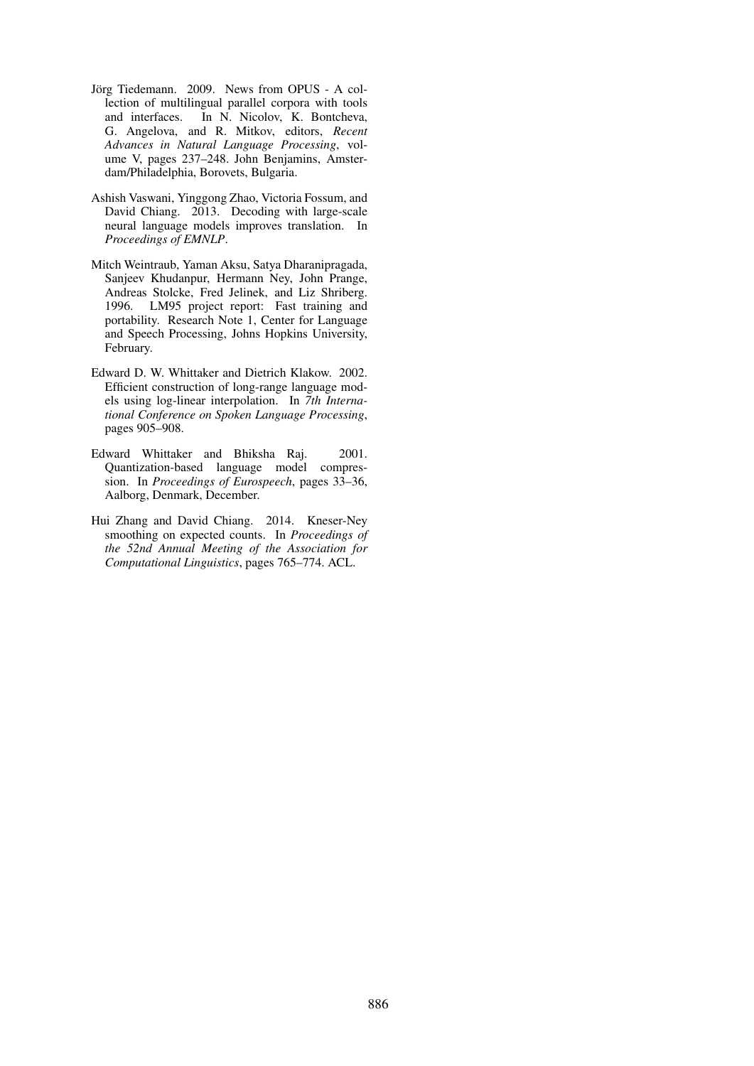Jörg Tiedemann. 2009. News from OPUS - A collection of multilingual parallel corpora with tools and interfaces. In N. Nicolov, K. Bontcheva, G. Angelova, and R. Mitkov, editors, *Recent Advances in Natural Language Processing*, volume V, pages 237–248. John Benjamins, Amsterdam/Philadelphia, Borovets, Bulgaria.

Ashish Vaswani, Yinggong Zhao, Victoria Fossum, and David Chiang. 2013. Decoding with large-scale neural language models improves translation. In *Proceedings of EMNLP*.

Mitch Weintraub, Yaman Aksu, Satya Dharanipragada, Sanjeev Khudanpur, Hermann Ney, John Prange, Andreas Stolcke, Fred Jelinek, and Liz Shriberg. 1996. LM95 project report: Fast training and portability. Research Note 1, Center for Language and Speech Processing, Johns Hopkins University, February.

Edward D. W. Whittaker and Dietrich Klakow. 2002. Efficient construction of long-range language models using log-linear interpolation. In *7th International Conference on Spoken Language Processing*, pages 905–908.

Edward Whittaker and Bhiksha Raj. 2001. Quantization-based language model compression. In *Proceedings of Eurospeech*, pages 33–36, Aalborg, Denmark, December.

Hui Zhang and David Chiang. 2014. Kneser-Ney smoothing on expected counts. In *Proceedings of the 52nd Annual Meeting of the Association for Computational Linguistics*, pages 765–774. ACL.